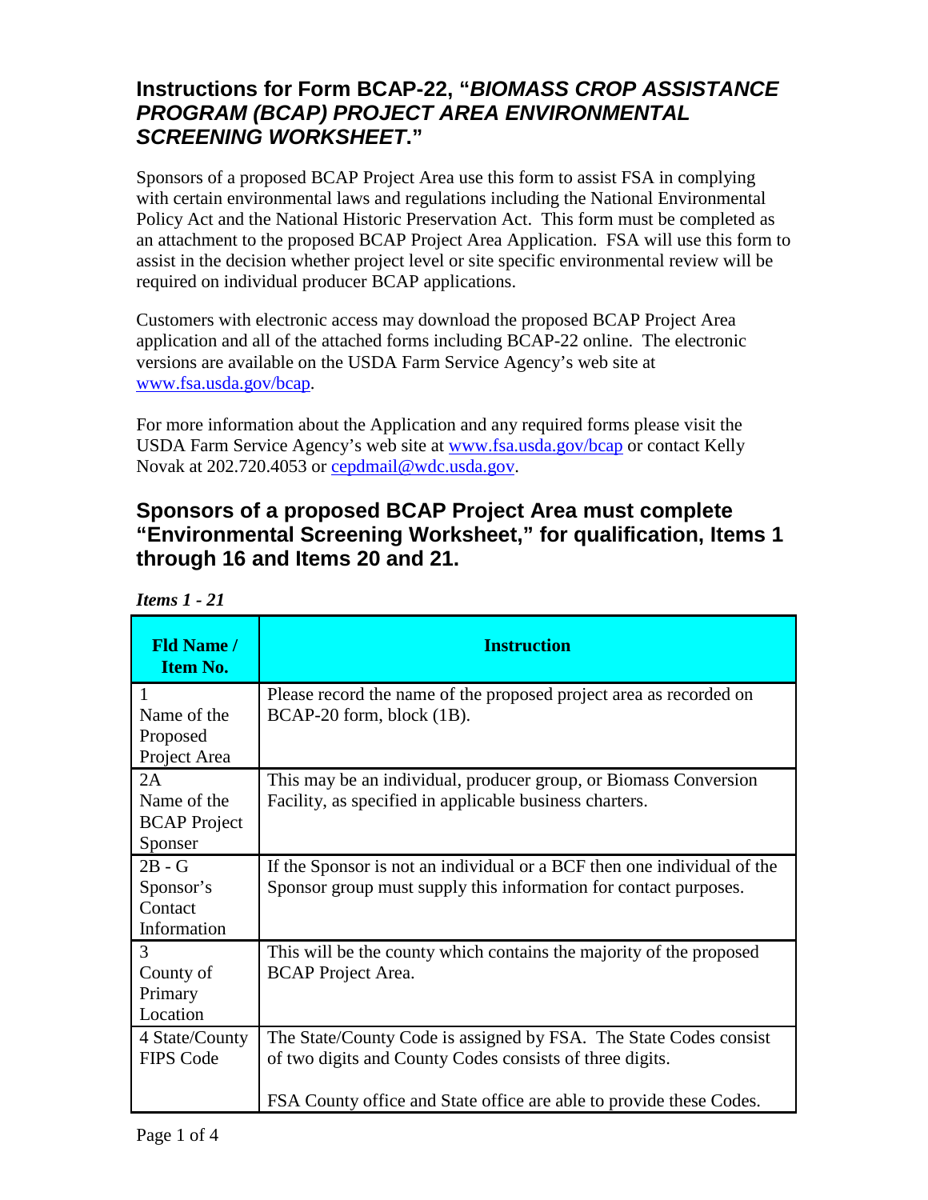# Instructions for Form BCAP-22, "*BIOMASS CROP ASSISTANCE PROGRAM (BCAP) PROJECT AREA ENVIRONMENTAL SCREENING WORKSHEET*."

Sponsors of a proposed BCAP Project Area use this form to assist FSA in complying with certain environmental laws and regulations including the National Environmental Policy Act and the National Historic Preservation Act. This form must be completed as an attachment to the proposed BCAP Project Area Application. FSA will use this form to assist in the decision whether project level or site specific environmental review will be required on individual producer BCAP applications.

Customers with electronic access may download the proposed BCAP Project Area application and all of the attached forms including BCAP-22 online. The electronic versions are available on the USDA Farm Service Agency's web site at www.fsa.usda.gov/bcap.

For more information about the Application and any required forms please visit the USDA Farm Service Agency's web site at www.fsa.usda.gov/bcap or contact Kelly Novak at 202.720.4053 or cepdmail@wdc.usda.gov.

## Sponsors of a proposed BCAP Project Area must complete "Environmental Screening Worksheet," for qualification, Items 1 through 16 and Items 20 and 21.

*Items 1 - 21*

| Fld Name / Item No. | Instruction |
|---|---|
| 1 Name of the Proposed Project Area | Please record the name of the proposed project area as recorded on BCAP-20 form, block (1B). |
| 2A Name of the BCAP Project Sponser | This may be an individual, producer group, or Biomass Conversion Facility, as specified in applicable business charters. |
| 2B - G Sponsor's Contact Information | If the Sponsor is not an individual or a BCF then one individual of the Sponsor group must supply this information for contact purposes. |
| 3 County of Primary Location | This will be the county which contains the majority of the proposed BCAP Project Area. |
| 4 State/County FIPS Code | The State/County Code is assigned by FSA. The State Codes consist of two digits and County Codes consists of three digits.<br><br>FSA County office and State office are able to provide these Codes. |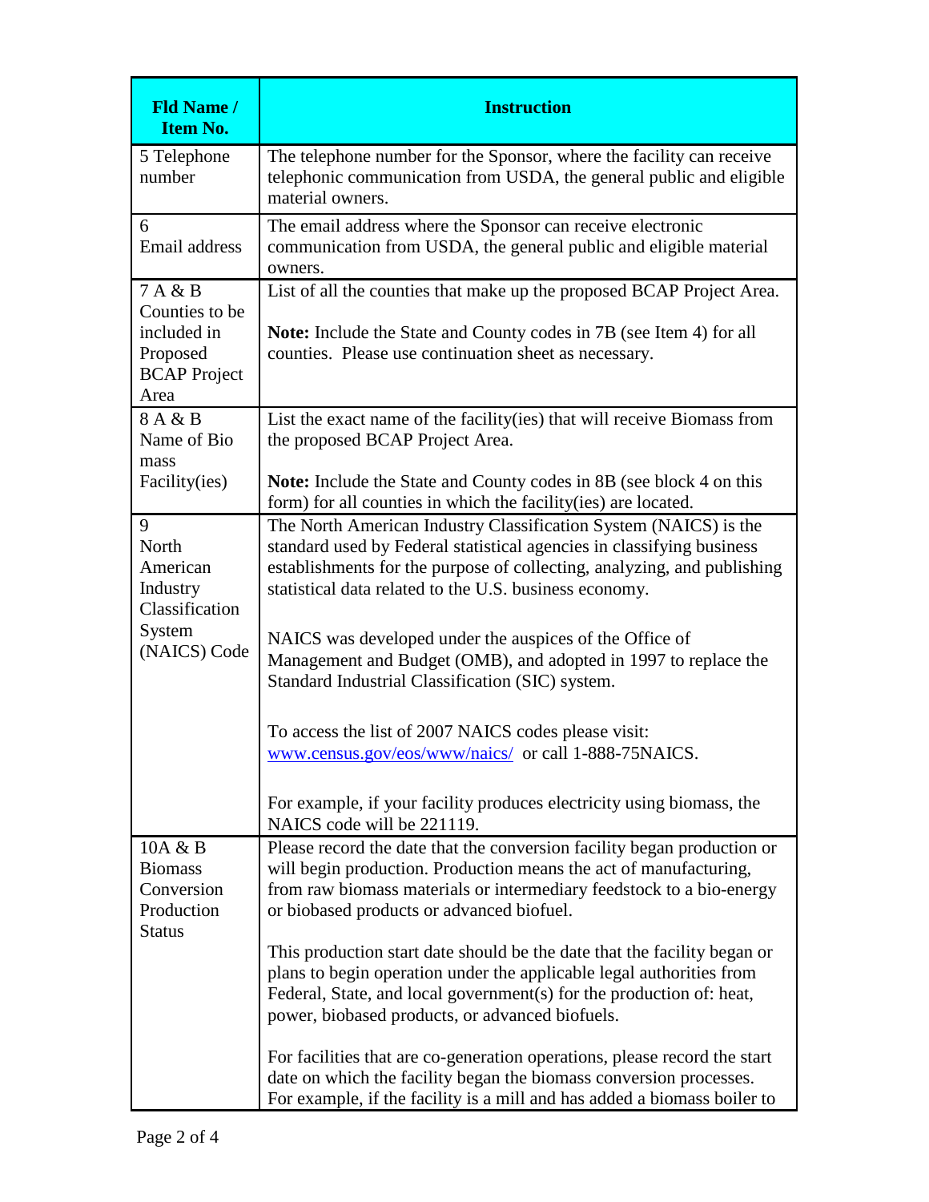| Fld Name / Item No. | Instruction |
|---|---|
| 5 Telephone number | The telephone number for the Sponsor, where the facility can receive telephonic communication from USDA, the general public and eligible material owners. |
| 6 Email address | The email address where the Sponsor can receive electronic communication from USDA, the general public and eligible material owners. |
| 7 A & B Counties to be included in Proposed BCAP Project Area | List of all the counties that make up the proposed BCAP Project Area.<br><br>**Note:** Include the State and County codes in 7B (see Item 4) for all counties. Please use continuation sheet as necessary. |
| 8 A & B Name of Bio mass Facility(ies) | List the exact name of the facility(ies) that will receive Biomass from the proposed BCAP Project Area.<br><br>**Note:** Include the State and County codes in 8B (see block 4 on this form) for all counties in which the facility(ies) are located. |
| 9 North American Industry Classification System (NAICS) Code | The North American Industry Classification System (NAICS) is the standard used by Federal statistical agencies in classifying business establishments for the purpose of collecting, analyzing, and publishing statistical data related to the U.S. business economy.<br><br>NAICS was developed under the auspices of the Office of Management and Budget (OMB), and adopted in 1997 to replace the Standard Industrial Classification (SIC) system.<br><br>To access the list of 2007 NAICS codes please visit: [www.census.gov/eos/www/naics/](http://www.census.gov/eos/www/naics/) or call 1-888-75NAICS.<br><br>For example, if your facility produces electricity using biomass, the NAICS code will be 221119. |
| 10A & B Biomass Conversion Production Status | Please record the date that the conversion facility began production or will begin production. Production means the act of manufacturing, from raw biomass materials or intermediary feedstock to a bio-energy or biobased products or advanced biofuel.<br><br>This production start date should be the date that the facility began or plans to begin operation under the applicable legal authorities from Federal, State, and local government(s) for the production of: heat, power, biobased products, or advanced biofuels.<br><br>For facilities that are co-generation operations, please record the start date on which the facility began the biomass conversion processes. For example, if the facility is a mill and has added a biomass boiler to |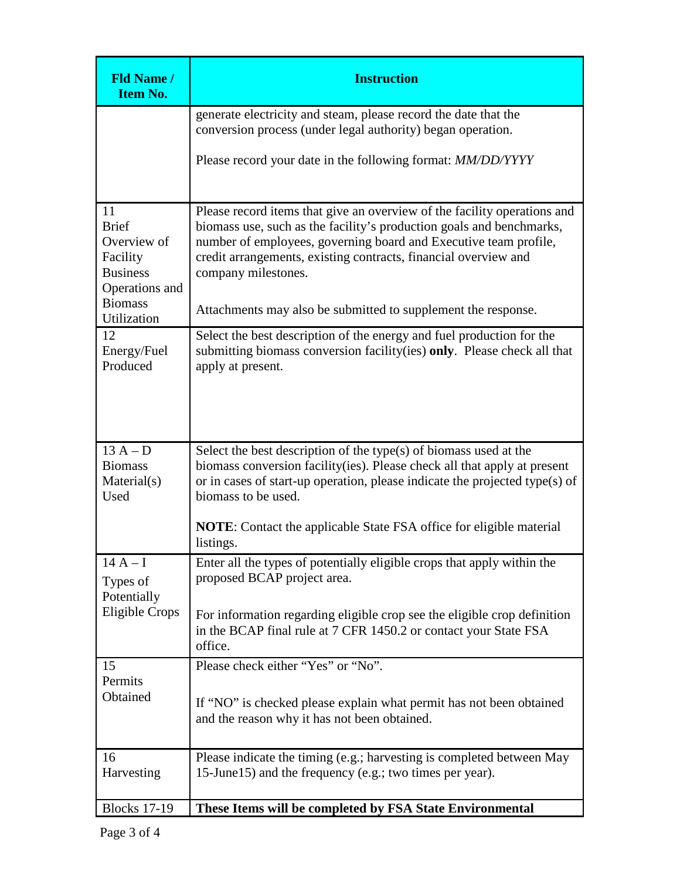| Fld Name / Item No. | Instruction |
|---|---|
| | generate electricity and steam, please record the date that the conversion process (under legal authority) began operation.<br><br>Please record your date in the following format: *MM/DD/YYYY* |
| 11 Brief Overview of Facility Business Operations and Biomass Utilization | Please record items that give an overview of the facility operations and biomass use, such as the facility's production goals and benchmarks, number of employees, governing board and Executive team profile, credit arrangements, existing contracts, financial overview and company milestones.<br><br>Attachments may also be submitted to supplement the response. |
| 12 Energy/Fuel Produced | Select the best description of the energy and fuel production for the submitting biomass conversion facility(ies) **only**. Please check all that apply at present. |
| 13 A – D Biomass Material(s) Used | Select the best description of the type(s) of biomass used at the biomass conversion facility(ies). Please check all that apply at present or in cases of start-up operation, please indicate the projected type(s) of biomass to be used.<br><br>**NOTE**: Contact the applicable State FSA office for eligible material listings. |
| 14 A – I Types of Potentially Eligible Crops | Enter all the types of potentially eligible crops that apply within the proposed BCAP project area.<br><br>For information regarding eligible crop see the eligible crop definition in the BCAP final rule at 7 CFR 1450.2 or contact your State FSA office. |
| 15 Permits Obtained | Please check either "Yes" or "No".<br><br>If "NO" is checked please explain what permit has not been obtained and the reason why it has not been obtained. |
| 16 Harvesting | Please indicate the timing (e.g.; harvesting is completed between May 15-June15) and the frequency (e.g.; two times per year). |
| Blocks 17-19 | **These Items will be completed by FSA State Environmental** |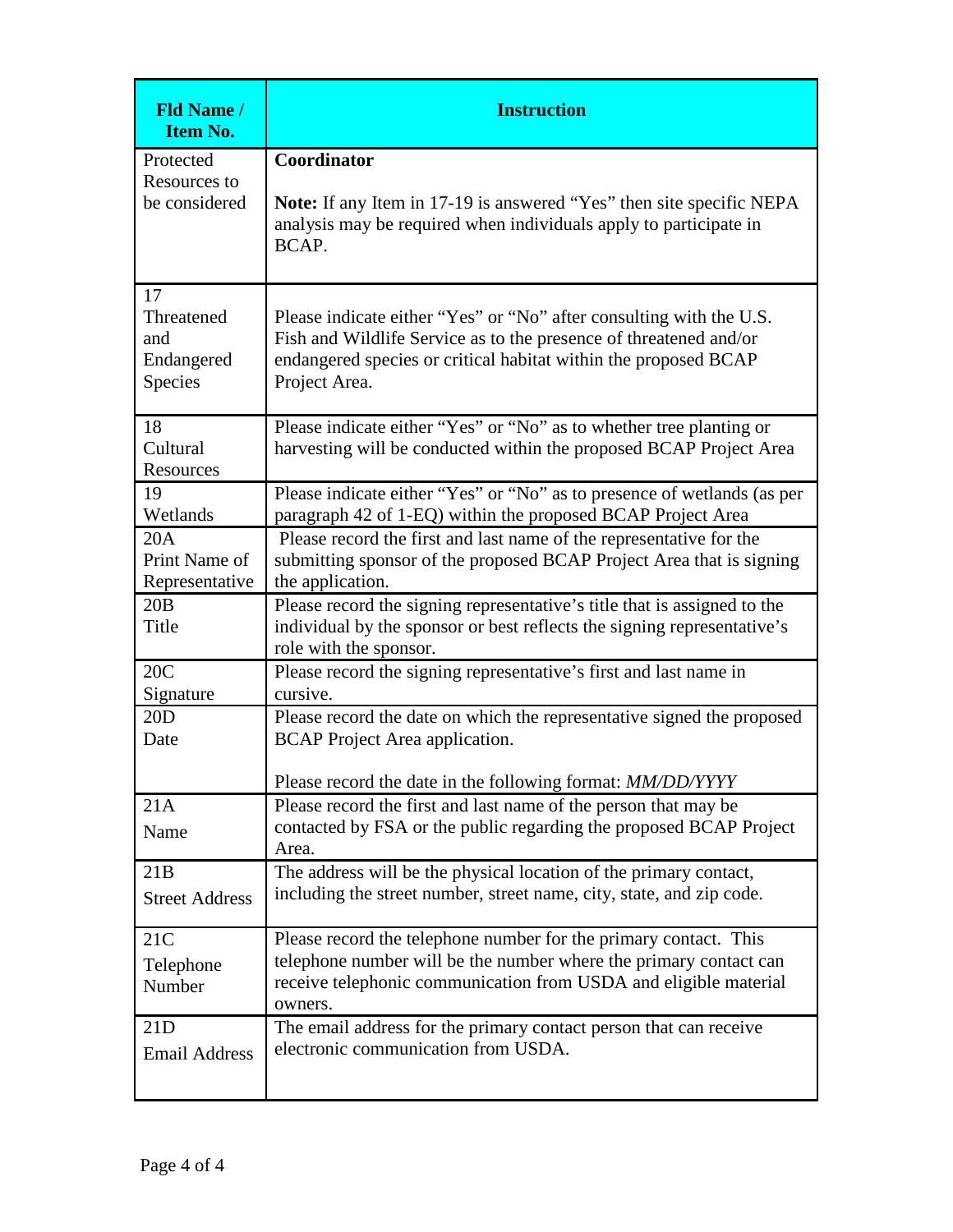| Fld Name / Item No. | Instruction |
|---|---|
| Protected Resources to be considered | **Coordinator**<br><br>**Note:** If any Item in 17-19 is answered "Yes" then site specific NEPA analysis may be required when individuals apply to participate in BCAP. |
| 17<br>Threatened and Endangered Species | Please indicate either "Yes" or "No" after consulting with the U.S. Fish and Wildlife Service as to the presence of threatened and/or endangered species or critical habitat within the proposed BCAP Project Area. |
| 18<br>Cultural Resources | Please indicate either "Yes" or "No" as to whether tree planting or harvesting will be conducted within the proposed BCAP Project Area |
| 19<br>Wetlands | Please indicate either "Yes" or "No" as to presence of wetlands (as per paragraph 42 of 1-EQ) within the proposed BCAP Project Area |
| 20A<br>Print Name of Representative | Please record the first and last name of the representative for the submitting sponsor of the proposed BCAP Project Area that is signing the application. |
| 20B<br>Title | Please record the signing representative's title that is assigned to the individual by the sponsor or best reflects the signing representative's role with the sponsor. |
| 20C<br>Signature | Please record the signing representative's first and last name in cursive. |
| 20D<br>Date | Please record the date on which the representative signed the proposed BCAP Project Area application.<br><br>Please record the date in the following format: *MM/DD/YYYY* |
| 21A<br>Name | Please record the first and last name of the person that may be contacted by FSA or the public regarding the proposed BCAP Project Area. |
| 21B<br>Street Address | The address will be the physical location of the primary contact, including the street number, street name, city, state, and zip code. |
| 21C<br>Telephone Number | Please record the telephone number for the primary contact. This telephone number will be the number where the primary contact can receive telephonic communication from USDA and eligible material owners. |
| 21D<br>Email Address | The email address for the primary contact person that can receive electronic communication from USDA. |